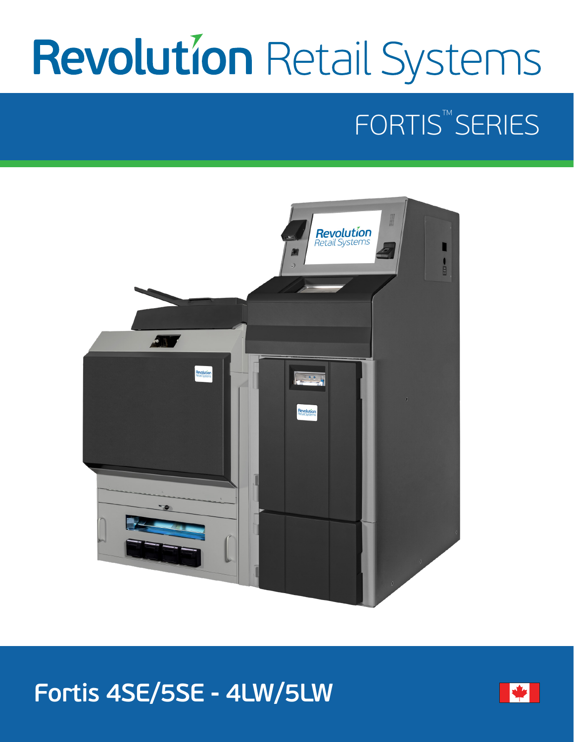# Revolution Retail Systems

## FORTIS™ SERIES

## Fortis 4SE/5SE - 4LW/5LW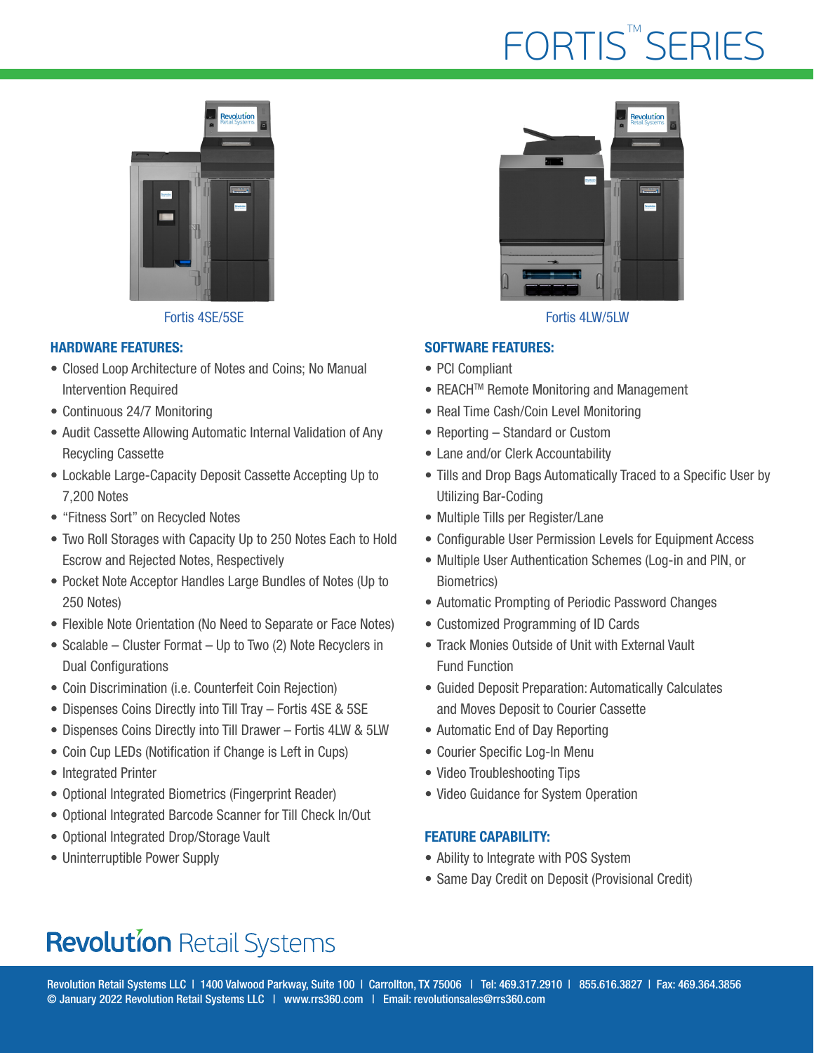# FORTIS™ SERIES

Fortis 4SE/5SE

Fortis 4LW/5LW

## HARDWARE FEATURES:

- Closed Loop Architecture of Notes and Coins; No Manual Intervention Required
- Continuous 24/7 Monitoring
- Audit Cassette Allowing Automatic Internal Validation of Any Recycling Cassette
- Lockable Large-Capacity Deposit Cassette Accepting Up to 7,200 Notes
- "Fitness Sort" on Recycled Notes
- Two Roll Storages with Capacity Up to 250 Notes Each to Hold Escrow and Rejected Notes, Respectively
- Pocket Note Acceptor Handles Large Bundles of Notes (Up to 250 Notes)
- Flexible Note Orientation (No Need to Separate or Face Notes)
- Scalable – Cluster Format – Up to Two (2) Note Recyclers in Dual Configurations
- Coin Discrimination (i.e. Counterfeit Coin Rejection)
- Dispenses Coins Directly into Till Tray – Fortis 4SE & 5SE
- Dispenses Coins Directly into Till Drawer – Fortis 4LW & 5LW
- Coin Cup LEDs (Notification if Change is Left in Cups)
- Integrated Printer
- Optional Integrated Biometrics (Fingerprint Reader)
- Optional Integrated Barcode Scanner for Till Check In/Out
- Optional Integrated Drop/Storage Vault
- Uninterruptible Power Supply

## SOFTWARE FEATURES:

- PCI Compliant
- REACH™ Remote Monitoring and Management
- Real Time Cash/Coin Level Monitoring
- Reporting – Standard or Custom
- Lane and/or Clerk Accountability
- Tills and Drop Bags Automatically Traced to a Specific User by Utilizing Bar-Coding
- Multiple Tills per Register/Lane
- Configurable User Permission Levels for Equipment Access
- Multiple User Authentication Schemes (Log-in and PIN, or Biometrics)
- Automatic Prompting of Periodic Password Changes
- Customized Programming of ID Cards
- Track Monies Outside of Unit with External Vault Fund Function
- Guided Deposit Preparation: Automatically Calculates and Moves Deposit to Courier Cassette
- Automatic End of Day Reporting
- Courier Specific Log-In Menu
- Video Troubleshooting Tips
- Video Guidance for System Operation

## FEATURE CAPABILITY:

- Ability to Integrate with POS System
- Same Day Credit on Deposit (Provisional Credit)

**Revolution** Retail Systems

Revolution Retail Systems LLC | 1400 Valwood Parkway, Suite 100 | Carrollton, TX 75006 | Tel: 469.317.2910 | 855.616.3827 | Fax: 469.364.3856
© January 2022 Revolution Retail Systems LLC | www.rrs360.com | Email: revolutionsales@rrs360.com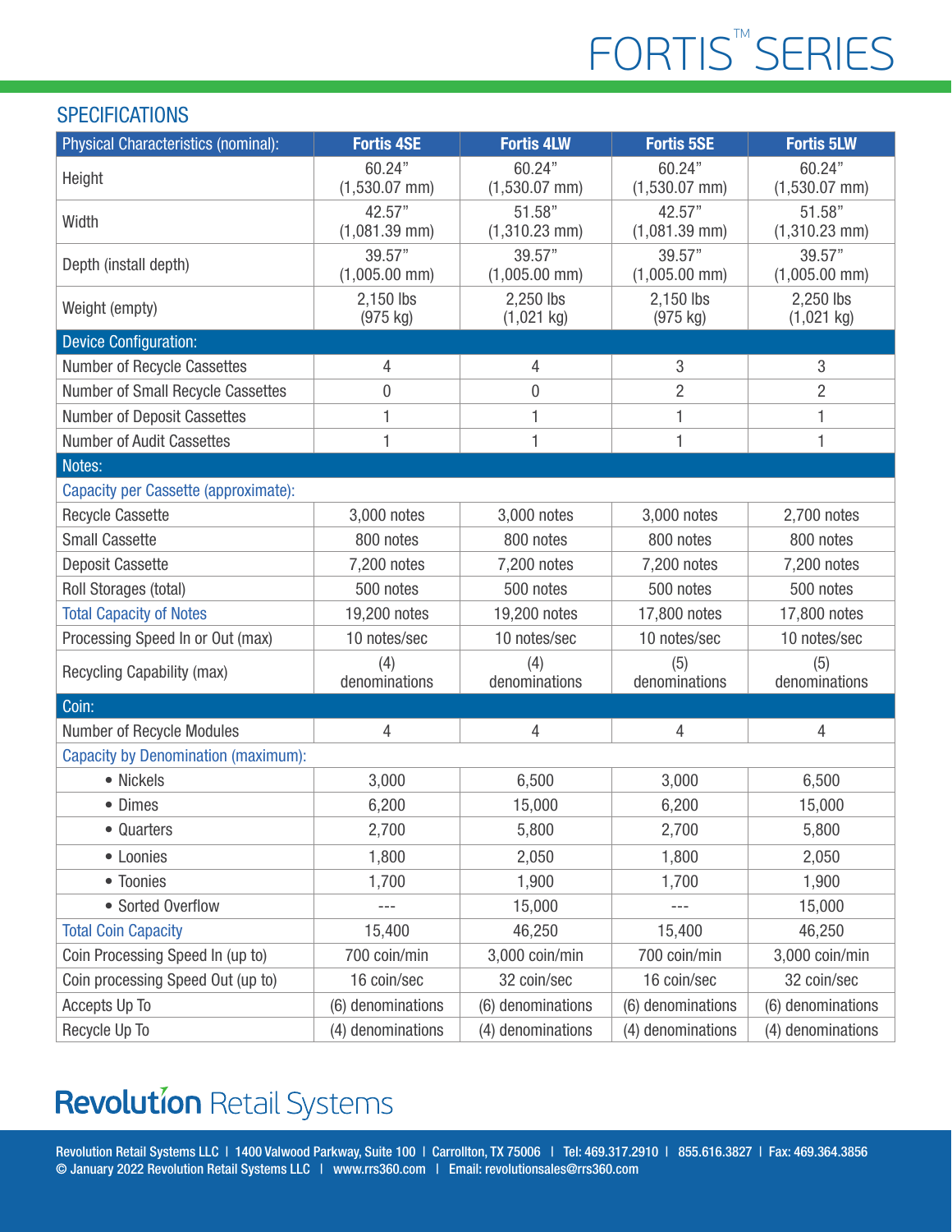# FORTIS™ SERIES

## SPECIFICATIONS

| Physical Characteristics (nominal): | Fortis 4SE | Fortis 4LW | Fortis 5SE | Fortis 5LW |
|---|---|---|---|---|
| Height | 60.24" (1,530.07 mm) | 60.24" (1,530.07 mm) | 60.24" (1,530.07 mm) | 60.24" (1,530.07 mm) |
| Width | 42.57" (1,081.39 mm) | 51.58" (1,310.23 mm) | 42.57" (1,081.39 mm) | 51.58" (1,310.23 mm) |
| Depth (install depth) | 39.57" (1,005.00 mm) | 39.57" (1,005.00 mm) | 39.57" (1,005.00 mm) | 39.57" (1,005.00 mm) |
| Weight (empty) | 2,150 lbs (975 kg) | 2,250 lbs (1,021 kg) | 2,150 lbs (975 kg) | 2,250 lbs (1,021 kg) |
| **Device Configuration:** | | | | |
| Number of Recycle Cassettes | 4 | 4 | 3 | 3 |
| Number of Small Recycle Cassettes | 0 | 0 | 2 | 2 |
| Number of Deposit Cassettes | 1 | 1 | 1 | 1 |
| Number of Audit Cassettes | 1 | 1 | 1 | 1 |
| **Notes:** | | | | |
| Capacity per Cassette (approximate): | | | | |
| Recycle Cassette | 3,000 notes | 3,000 notes | 3,000 notes | 2,700 notes |
| Small Cassette | 800 notes | 800 notes | 800 notes | 800 notes |
| Deposit Cassette | 7,200 notes | 7,200 notes | 7,200 notes | 7,200 notes |
| Roll Storages (total) | 500 notes | 500 notes | 500 notes | 500 notes |
| Total Capacity of Notes | 19,200 notes | 19,200 notes | 17,800 notes | 17,800 notes |
| Processing Speed In or Out (max) | 10 notes/sec | 10 notes/sec | 10 notes/sec | 10 notes/sec |
| Recycling Capability (max) | (4) denominations | (4) denominations | (5) denominations | (5) denominations |
| **Coin:** | | | | |
| Number of Recycle Modules | 4 | 4 | 4 | 4 |
| Capacity by Denomination (maximum): | | | | |
| • Nickels | 3,000 | 6,500 | 3,000 | 6,500 |
| • Dimes | 6,200 | 15,000 | 6,200 | 15,000 |
| • Quarters | 2,700 | 5,800 | 2,700 | 5,800 |
| • Loonies | 1,800 | 2,050 | 1,800 | 2,050 |
| • Toonies | 1,700 | 1,900 | 1,700 | 1,900 |
| • Sorted Overflow | --- | 15,000 | --- | 15,000 |
| Total Coin Capacity | 15,400 | 46,250 | 15,400 | 46,250 |
| Coin Processing Speed In (up to) | 700 coin/min | 3,000 coin/min | 700 coin/min | 3,000 coin/min |
| Coin processing Speed Out (up to) | 16 coin/sec | 32 coin/sec | 16 coin/sec | 32 coin/sec |
| Accepts Up To | (6) denominations | (6) denominations | (6) denominations | (6) denominations |
| Recycle Up To | (4) denominations | (4) denominations | (4) denominations | (4) denominations |

**Revolution** Retail Systems

Revolution Retail Systems LLC | 1400 Valwood Parkway, Suite 100 | Carrollton, TX 75006 | Tel: 469.317.2910 | 855.616.3827 | Fax: 469.364.3856
© January 2022 Revolution Retail Systems LLC | www.rrs360.com | Email: revolutionsales@rrs360.com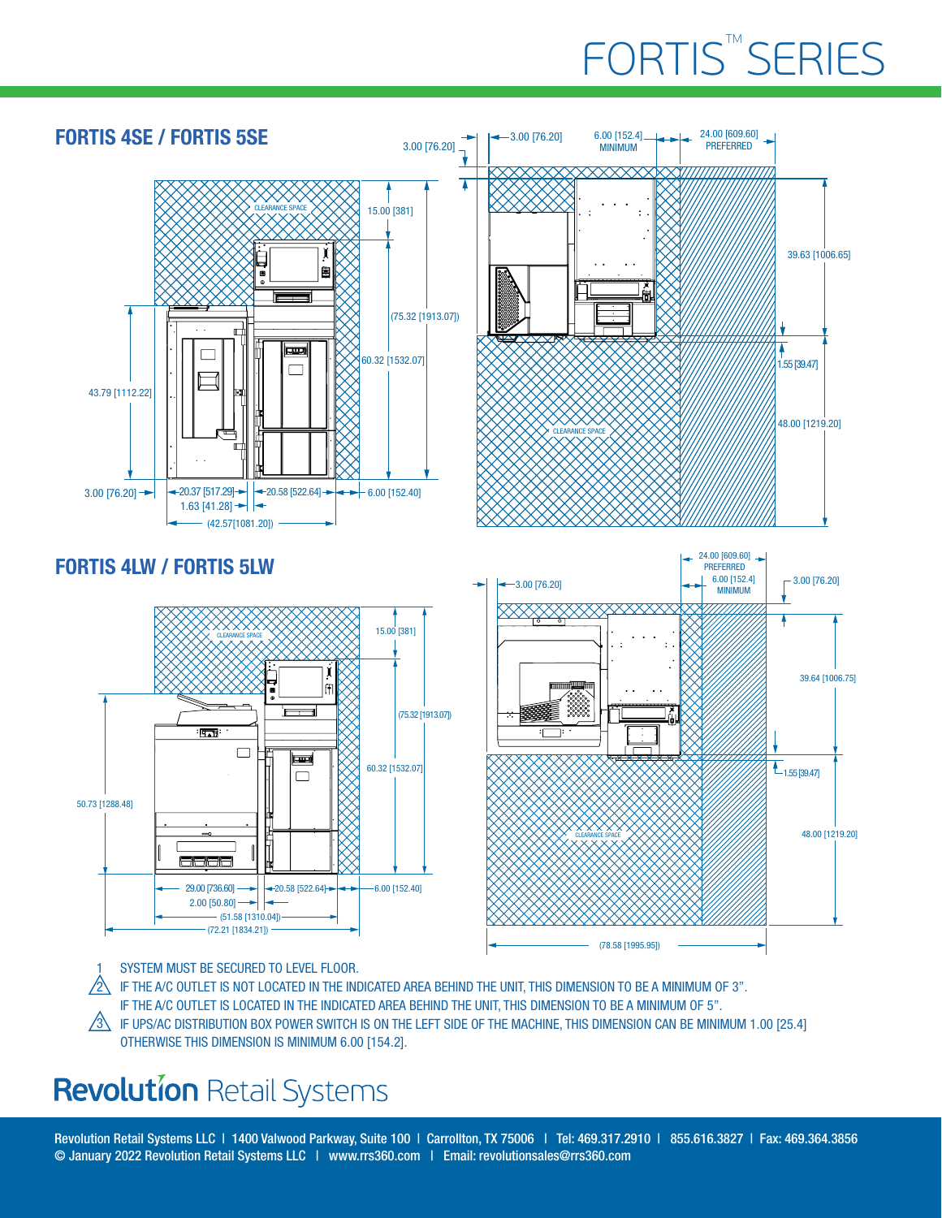# FORTIS™ SERIES

## FORTIS 4SE / FORTIS 5SE

CLEARANCE SPACE

15.00 [381]

(75.32 [1913.07])

60.32 [1532.07]

43.79 [1112.22]

3.00 [76.20]

20.37 [517.29]

20.58 [522.64]

6.00 [152.40]

1.63 [41.28]

(42.57[1081.20])

3.00 [76.20]

3.00 [76.20]

6.00 [152.4]
MINIMUM

24.00 [609.60]
PREFERRED

39.63 [1006.65]

1.55 [39.47]

48.00 [1219.20]

CLEARANCE SPACE

## FORTIS 4LW / FORTIS 5LW

CLEARANCE SPACE

15.00 [381]

(75.32 [1913.07])

60.32 [1532.07]

50.73 [1288.48]

29.00 [736.60]

20.58 [522.64]

6.00 [152.40]

2.00 [50.80]

(51.58 [1310.04])

(72.21 [1834.21])

3.00 [76.20]

24.00 [609.60]
PREFERRED

6.00 [152.4]
MINIMUM

3.00 [76.20]

39.64 [1006.75]

1.55 [39.47]

48.00 [1219.20]

CLEARANCE SPACE

(78.58 [1995.95])

1. SYSTEM MUST BE SECURED TO LEVEL FLOOR.
2. IF THE A/C OUTLET IS NOT LOCATED IN THE INDICATED AREA BEHIND THE UNIT, THIS DIMENSION TO BE A MINIMUM OF 3".
   IF THE A/C OUTLET IS LOCATED IN THE INDICATED AREA BEHIND THE UNIT, THIS DIMENSION TO BE A MINIMUM OF 5".
3. IF UPS/AC DISTRIBUTION BOX POWER SWITCH IS ON THE LEFT SIDE OF THE MACHINE, THIS DIMENSION CAN BE MINIMUM 1.00 [25.4]
   OTHERWISE THIS DIMENSION IS MINIMUM 6.00 [154.2].

**Revolution** Retail Systems

Revolution Retail Systems LLC | 1400 Valwood Parkway, Suite 100 | Carrollton, TX 75006 | Tel: 469.317.2910 | 855.616.3827 | Fax: 469.364.3856
© January 2022 Revolution Retail Systems LLC | www.rrs360.com | Email: revolutionsales@rrs360.com